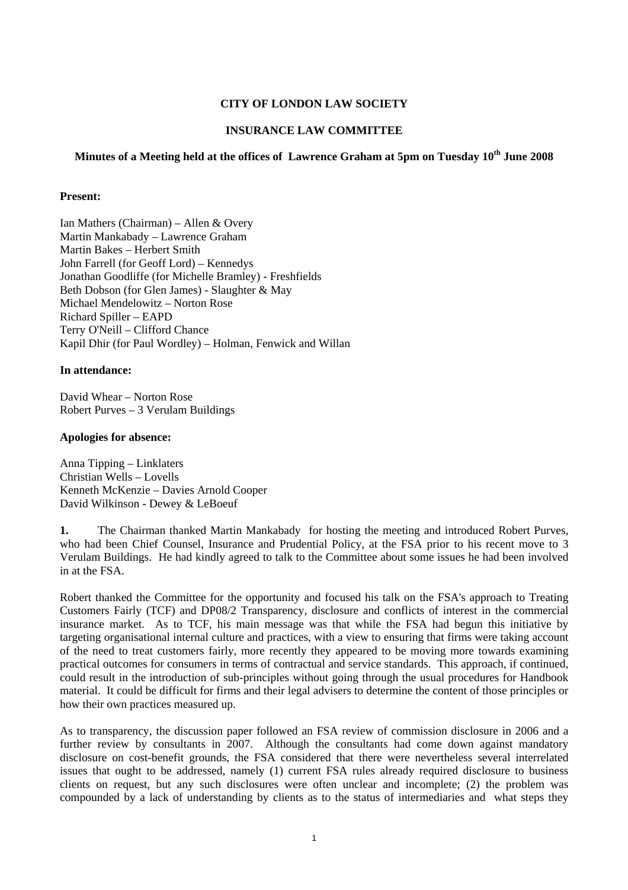**CITY OF LONDON LAW SOCIETY**

**INSURANCE LAW COMMITTEE**

**Minutes of a Meeting held at the offices of Lawrence Graham at 5pm on Tuesday 10th June 2008**

**Present:**

Ian Mathers (Chairman) – Allen & Overy
Martin Mankabady – Lawrence Graham
Martin Bakes – Herbert Smith
John Farrell (for Geoff Lord) – Kennedys
Jonathan Goodliffe (for Michelle Bramley) - Freshfields
Beth Dobson (for Glen James) - Slaughter & May
Michael Mendelowitz – Norton Rose
Richard Spiller – EAPD
Terry O'Neill – Clifford Chance
Kapil Dhir (for Paul Wordley) – Holman, Fenwick and Willan

**In attendance:**

David Whear – Norton Rose
Robert Purves – 3 Verulam Buildings

**Apologies for absence:**

Anna Tipping – Linklaters
Christian Wells – Lovells
Kenneth McKenzie – Davies Arnold Cooper
David Wilkinson - Dewey & LeBoeuf

**1.** The Chairman thanked Martin Mankabady for hosting the meeting and introduced Robert Purves, who had been Chief Counsel, Insurance and Prudential Policy, at the FSA prior to his recent move to 3 Verulam Buildings. He had kindly agreed to talk to the Committee about some issues he had been involved in at the FSA.

Robert thanked the Committee for the opportunity and focused his talk on the FSA's approach to Treating Customers Fairly (TCF) and DP08/2 Transparency, disclosure and conflicts of interest in the commercial insurance market. As to TCF, his main message was that while the FSA had begun this initiative by targeting organisational internal culture and practices, with a view to ensuring that firms were taking account of the need to treat customers fairly, more recently they appeared to be moving more towards examining practical outcomes for consumers in terms of contractual and service standards. This approach, if continued, could result in the introduction of sub-principles without going through the usual procedures for Handbook material. It could be difficult for firms and their legal advisers to determine the content of those principles or how their own practices measured up.

As to transparency, the discussion paper followed an FSA review of commission disclosure in 2006 and a further review by consultants in 2007. Although the consultants had come down against mandatory disclosure on cost-benefit grounds, the FSA considered that there were nevertheless several interrelated issues that ought to be addressed, namely (1) current FSA rules already required disclosure to business clients on request, but any such disclosures were often unclear and incomplete; (2) the problem was compounded by a lack of understanding by clients as to the status of intermediaries and what steps they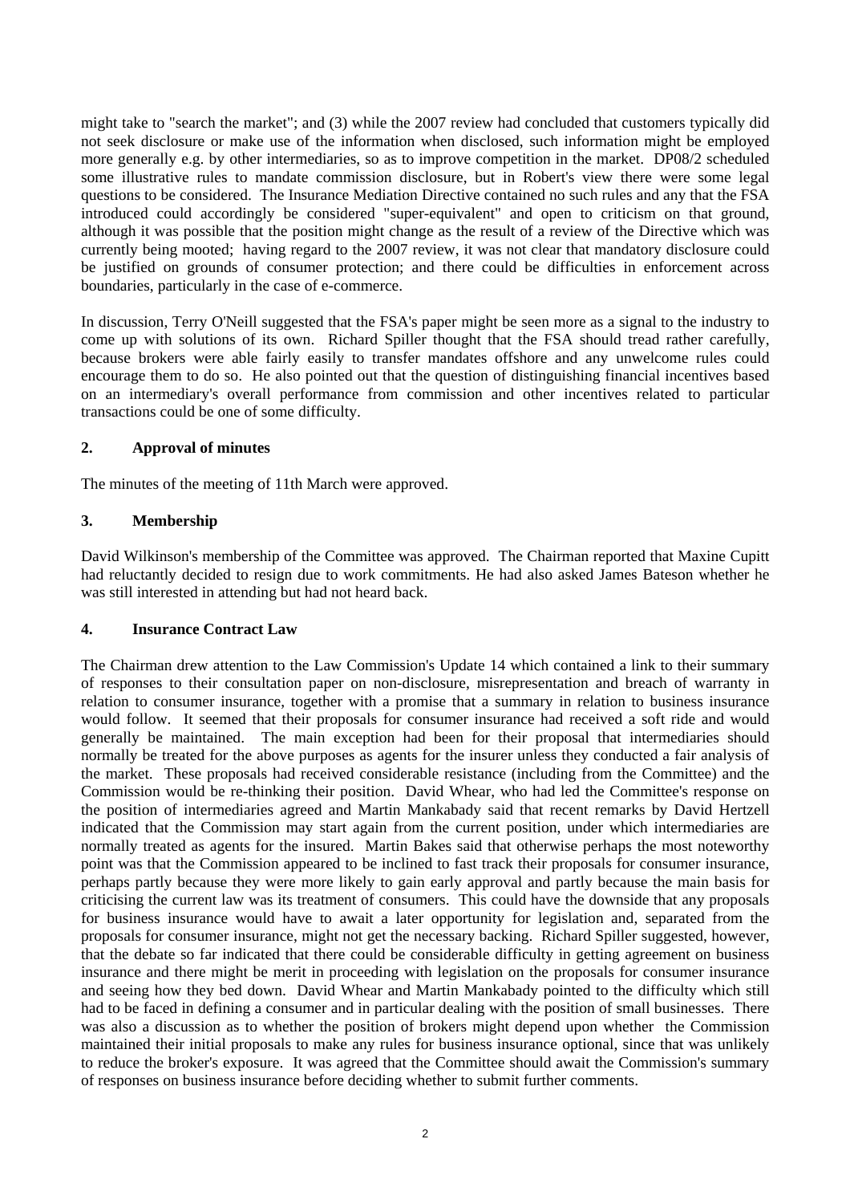might take to "search the market"; and (3) while the 2007 review had concluded that customers typically did not seek disclosure or make use of the information when disclosed, such information might be employed more generally e.g. by other intermediaries, so as to improve competition in the market. DP08/2 scheduled some illustrative rules to mandate commission disclosure, but in Robert's view there were some legal questions to be considered. The Insurance Mediation Directive contained no such rules and any that the FSA introduced could accordingly be considered "super-equivalent" and open to criticism on that ground, although it was possible that the position might change as the result of a review of the Directive which was currently being mooted; having regard to the 2007 review, it was not clear that mandatory disclosure could be justified on grounds of consumer protection; and there could be difficulties in enforcement across boundaries, particularly in the case of e-commerce.

In discussion, Terry O'Neill suggested that the FSA's paper might be seen more as a signal to the industry to come up with solutions of its own. Richard Spiller thought that the FSA should tread rather carefully, because brokers were able fairly easily to transfer mandates offshore and any unwelcome rules could encourage them to do so. He also pointed out that the question of distinguishing financial incentives based on an intermediary's overall performance from commission and other incentives related to particular transactions could be one of some difficulty.

**2. Approval of minutes**

The minutes of the meeting of 11th March were approved.

**3. Membership**

David Wilkinson's membership of the Committee was approved. The Chairman reported that Maxine Cupitt had reluctantly decided to resign due to work commitments. He had also asked James Bateson whether he was still interested in attending but had not heard back.

**4. Insurance Contract Law**

The Chairman drew attention to the Law Commission's Update 14 which contained a link to their summary of responses to their consultation paper on non-disclosure, misrepresentation and breach of warranty in relation to consumer insurance, together with a promise that a summary in relation to business insurance would follow. It seemed that their proposals for consumer insurance had received a soft ride and would generally be maintained. The main exception had been for their proposal that intermediaries should normally be treated for the above purposes as agents for the insurer unless they conducted a fair analysis of the market. These proposals had received considerable resistance (including from the Committee) and the Commission would be re-thinking their position. David Whear, who had led the Committee's response on the position of intermediaries agreed and Martin Mankabady said that recent remarks by David Hertzell indicated that the Commission may start again from the current position, under which intermediaries are normally treated as agents for the insured. Martin Bakes said that otherwise perhaps the most noteworthy point was that the Commission appeared to be inclined to fast track their proposals for consumer insurance, perhaps partly because they were more likely to gain early approval and partly because the main basis for criticising the current law was its treatment of consumers. This could have the downside that any proposals for business insurance would have to await a later opportunity for legislation and, separated from the proposals for consumer insurance, might not get the necessary backing. Richard Spiller suggested, however, that the debate so far indicated that there could be considerable difficulty in getting agreement on business insurance and there might be merit in proceeding with legislation on the proposals for consumer insurance and seeing how they bed down. David Whear and Martin Mankabady pointed to the difficulty which still had to be faced in defining a consumer and in particular dealing with the position of small businesses. There was also a discussion as to whether the position of brokers might depend upon whether the Commission maintained their initial proposals to make any rules for business insurance optional, since that was unlikely to reduce the broker's exposure. It was agreed that the Committee should await the Commission's summary of responses on business insurance before deciding whether to submit further comments.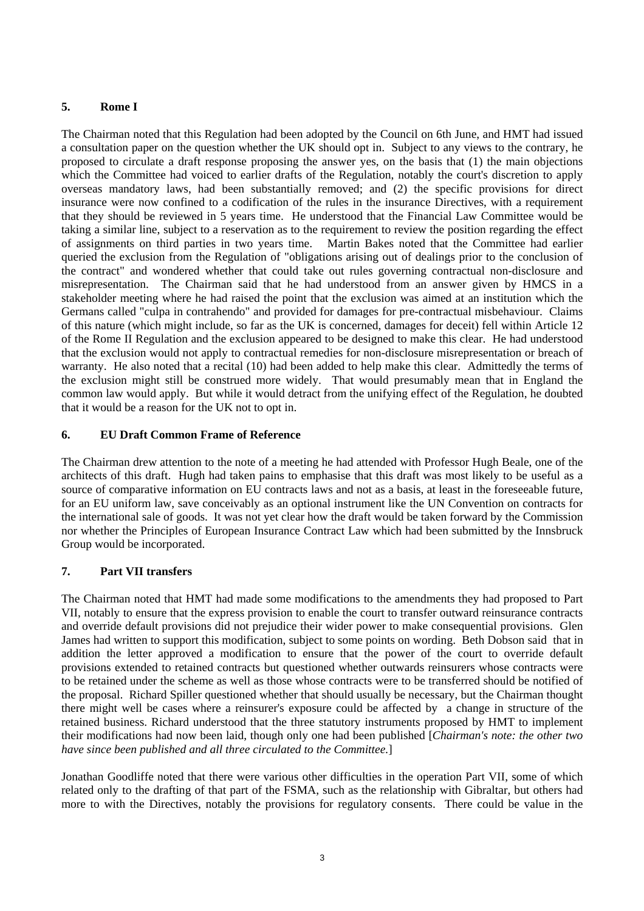## 5. Rome I

The Chairman noted that this Regulation had been adopted by the Council on 6th June, and HMT had issued a consultation paper on the question whether the UK should opt in. Subject to any views to the contrary, he proposed to circulate a draft response proposing the answer yes, on the basis that (1) the main objections which the Committee had voiced to earlier drafts of the Regulation, notably the court's discretion to apply overseas mandatory laws, had been substantially removed; and (2) the specific provisions for direct insurance were now confined to a codification of the rules in the insurance Directives, with a requirement that they should be reviewed in 5 years time. He understood that the Financial Law Committee would be taking a similar line, subject to a reservation as to the requirement to review the position regarding the effect of assignments on third parties in two years time. Martin Bakes noted that the Committee had earlier queried the exclusion from the Regulation of "obligations arising out of dealings prior to the conclusion of the contract" and wondered whether that could take out rules governing contractual non-disclosure and misrepresentation. The Chairman said that he had understood from an answer given by HMCS in a stakeholder meeting where he had raised the point that the exclusion was aimed at an institution which the Germans called "culpa in contrahendo" and provided for damages for pre-contractual misbehaviour. Claims of this nature (which might include, so far as the UK is concerned, damages for deceit) fell within Article 12 of the Rome II Regulation and the exclusion appeared to be designed to make this clear. He had understood that the exclusion would not apply to contractual remedies for non-disclosure misrepresentation or breach of warranty. He also noted that a recital (10) had been added to help make this clear. Admittedly the terms of the exclusion might still be construed more widely. That would presumably mean that in England the common law would apply. But while it would detract from the unifying effect of the Regulation, he doubted that it would be a reason for the UK not to opt in.

## 6. EU Draft Common Frame of Reference

The Chairman drew attention to the note of a meeting he had attended with Professor Hugh Beale, one of the architects of this draft. Hugh had taken pains to emphasise that this draft was most likely to be useful as a source of comparative information on EU contracts laws and not as a basis, at least in the foreseeable future, for an EU uniform law, save conceivably as an optional instrument like the UN Convention on contracts for the international sale of goods. It was not yet clear how the draft would be taken forward by the Commission nor whether the Principles of European Insurance Contract Law which had been submitted by the Innsbruck Group would be incorporated.

## 7. Part VII transfers

The Chairman noted that HMT had made some modifications to the amendments they had proposed to Part VII, notably to ensure that the express provision to enable the court to transfer outward reinsurance contracts and override default provisions did not prejudice their wider power to make consequential provisions. Glen James had written to support this modification, subject to some points on wording. Beth Dobson said that in addition the letter approved a modification to ensure that the power of the court to override default provisions extended to retained contracts but questioned whether outwards reinsurers whose contracts were to be retained under the scheme as well as those whose contracts were to be transferred should be notified of the proposal. Richard Spiller questioned whether that should usually be necessary, but the Chairman thought there might well be cases where a reinsurer's exposure could be affected by a change in structure of the retained business. Richard understood that the three statutory instruments proposed by HMT to implement their modifications had now been laid, though only one had been published [*Chairman's note: the other two have since been published and all three circulated to the Committee.*]

Jonathan Goodliffe noted that there were various other difficulties in the operation Part VII, some of which related only to the drafting of that part of the FSMA, such as the relationship with Gibraltar, but others had more to with the Directives, notably the provisions for regulatory consents. There could be value in the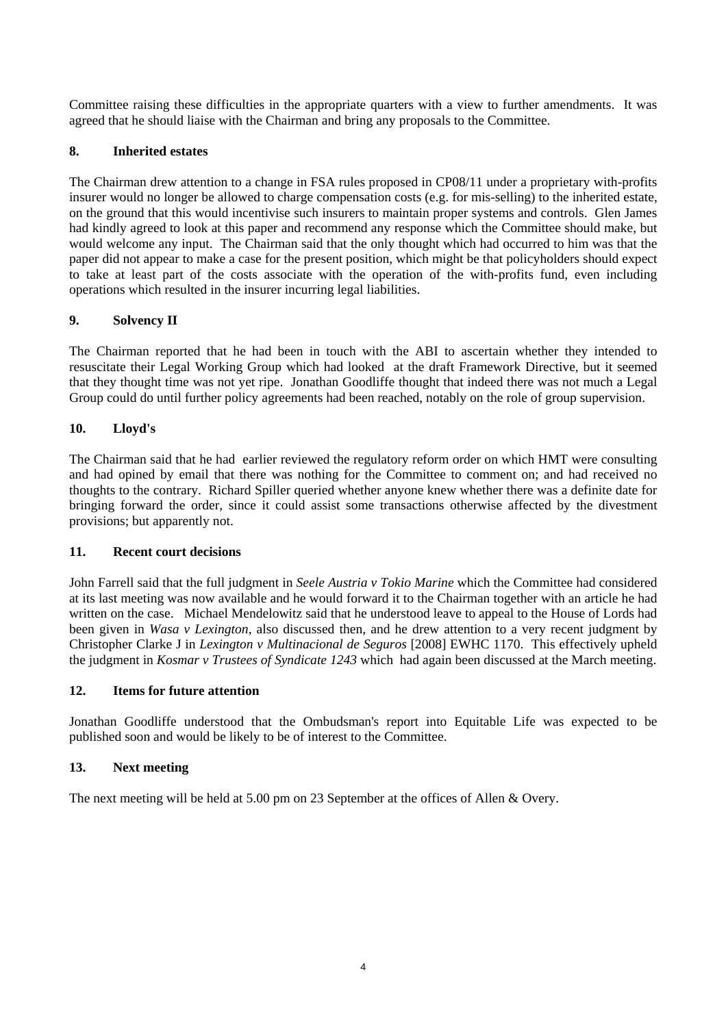Committee raising these difficulties in the appropriate quarters with a view to further amendments. It was agreed that he should liaise with the Chairman and bring any proposals to the Committee.

**8. Inherited estates**

The Chairman drew attention to a change in FSA rules proposed in CP08/11 under a proprietary with-profits insurer would no longer be allowed to charge compensation costs (e.g. for mis-selling) to the inherited estate, on the ground that this would incentivise such insurers to maintain proper systems and controls. Glen James had kindly agreed to look at this paper and recommend any response which the Committee should make, but would welcome any input. The Chairman said that the only thought which had occurred to him was that the paper did not appear to make a case for the present position, which might be that policyholders should expect to take at least part of the costs associate with the operation of the with-profits fund, even including operations which resulted in the insurer incurring legal liabilities.

**9. Solvency II**

The Chairman reported that he had been in touch with the ABI to ascertain whether they intended to resuscitate their Legal Working Group which had looked at the draft Framework Directive, but it seemed that they thought time was not yet ripe. Jonathan Goodliffe thought that indeed there was not much a Legal Group could do until further policy agreements had been reached, notably on the role of group supervision.

**10. Lloyd's**

The Chairman said that he had earlier reviewed the regulatory reform order on which HMT were consulting and had opined by email that there was nothing for the Committee to comment on; and had received no thoughts to the contrary. Richard Spiller queried whether anyone knew whether there was a definite date for bringing forward the order, since it could assist some transactions otherwise affected by the divestment provisions; but apparently not.

**11. Recent court decisions**

John Farrell said that the full judgment in *Seele Austria v Tokio Marine* which the Committee had considered at its last meeting was now available and he would forward it to the Chairman together with an article he had written on the case. Michael Mendelowitz said that he understood leave to appeal to the House of Lords had been given in *Wasa v Lexington*, also discussed then, and he drew attention to a very recent judgment by Christopher Clarke J in *Lexington v Multinacional de Seguros* [2008] EWHC 1170. This effectively upheld the judgment in *Kosmar v Trustees of Syndicate 1243* which had again been discussed at the March meeting.

**12. Items for future attention**

Jonathan Goodliffe understood that the Ombudsman's report into Equitable Life was expected to be published soon and would be likely to be of interest to the Committee.

**13. Next meeting**

The next meeting will be held at 5.00 pm on 23 September at the offices of Allen & Overy.